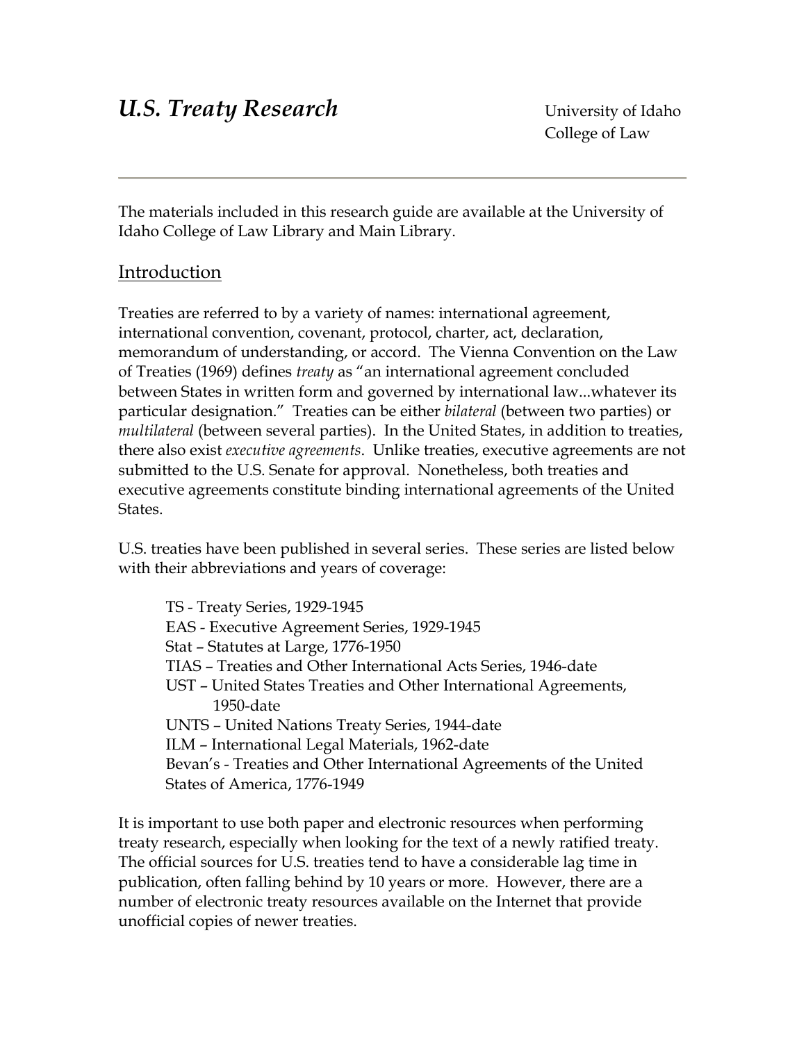// U.S. Treaty Research

University of Idaho
College of Law

---

The materials included in this research guide are available at the University of Idaho College of Law Library and Main Library.

## Introduction

Treaties are referred to by a variety of names: international agreement, international convention, covenant, protocol, charter, act, declaration, memorandum of understanding, or accord. The Vienna Convention on the Law of Treaties (1969) defines *treaty* as "an international agreement concluded between States in written form and governed by international law...whatever its particular designation." Treaties can be either *bilateral* (between two parties) or *multilateral* (between several parties). In the United States, in addition to treaties, there also exist *executive agreements*. Unlike treaties, executive agreements are not submitted to the U.S. Senate for approval. Nonetheless, both treaties and executive agreements constitute binding international agreements of the United States.

U.S. treaties have been published in several series. These series are listed below with their abbreviations and years of coverage:

TS - Treaty Series, 1929-1945
EAS - Executive Agreement Series, 1929-1945
Stat – Statutes at Large, 1776-1950
TIAS – Treaties and Other International Acts Series, 1946-date
UST – United States Treaties and Other International Agreements, 1950-date
UNTS – United Nations Treaty Series, 1944-date
ILM – International Legal Materials, 1962-date
Bevan's - Treaties and Other International Agreements of the United States of America, 1776-1949

It is important to use both paper and electronic resources when performing treaty research, especially when looking for the text of a newly ratified treaty. The official sources for U.S. treaties tend to have a considerable lag time in publication, often falling behind by 10 years or more. However, there are a number of electronic treaty resources available on the Internet that provide unofficial copies of newer treaties.

# *U.S. Treaty Research*

University of Idaho
College of Law

---

The materials included in this research guide are available at the University of Idaho College of Law Library and Main Library.

## Introduction

Treaties are referred to by a variety of names: international agreement, international convention, covenant, protocol, charter, act, declaration, memorandum of understanding, or accord. The Vienna Convention on the Law of Treaties (1969) defines *treaty* as "an international agreement concluded between States in written form and governed by international law...whatever its particular designation." Treaties can be either *bilateral* (between two parties) or *multilateral* (between several parties). In the United States, in addition to treaties, there also exist *executive agreements*. Unlike treaties, executive agreements are not submitted to the U.S. Senate for approval. Nonetheless, both treaties and executive agreements constitute binding international agreements of the United States.

U.S. treaties have been published in several series. These series are listed below with their abbreviations and years of coverage:

TS - Treaty Series, 1929-1945
EAS - Executive Agreement Series, 1929-1945
Stat – Statutes at Large, 1776-1950
TIAS – Treaties and Other International Acts Series, 1946-date
UST – United States Treaties and Other International Agreements, 1950-date
UNTS – United Nations Treaty Series, 1944-date
ILM – International Legal Materials, 1962-date
Bevan's - Treaties and Other International Agreements of the United States of America, 1776-1949

It is important to use both paper and electronic resources when performing treaty research, especially when looking for the text of a newly ratified treaty. The official sources for U.S. treaties tend to have a considerable lag time in publication, often falling behind by 10 years or more. However, there are a number of electronic treaty resources available on the Internet that provide unofficial copies of newer treaties.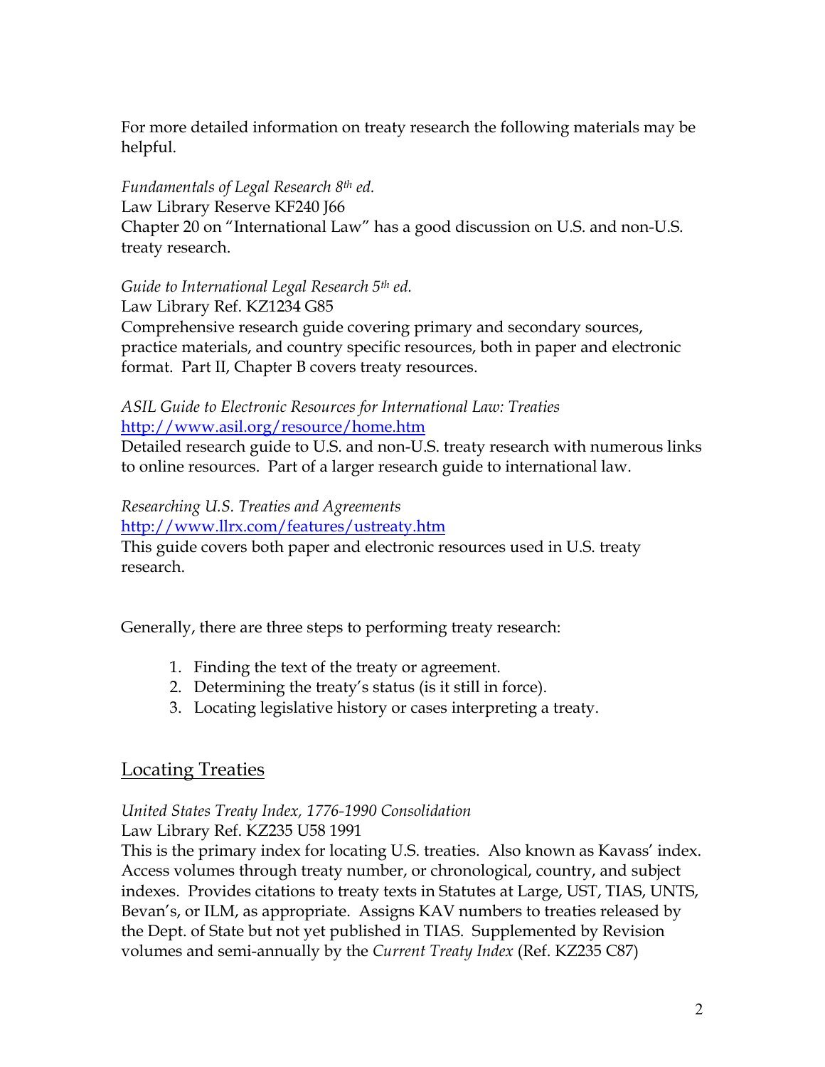For more detailed information on treaty research the following materials may be helpful.

*Fundamentals of Legal Research 8th ed.*
Law Library Reserve KF240 J66
Chapter 20 on "International Law" has a good discussion on U.S. and non-U.S. treaty research.

*Guide to International Legal Research 5th ed.*
Law Library Ref. KZ1234 G85
Comprehensive research guide covering primary and secondary sources, practice materials, and country specific resources, both in paper and electronic format. Part II, Chapter B covers treaty resources.

*ASIL Guide to Electronic Resources for International Law: Treaties*
[http://www.asil.org/resource/home.htm](http://www.asil.org/resource/home.htm)
Detailed research guide to U.S. and non-U.S. treaty research with numerous links to online resources. Part of a larger research guide to international law.

*Researching U.S. Treaties and Agreements*
[http://www.llrx.com/features/ustreaty.htm](http://www.llrx.com/features/ustreaty.htm)
This guide covers both paper and electronic resources used in U.S. treaty research.

Generally, there are three steps to performing treaty research:

1. Finding the text of the treaty or agreement.
2. Determining the treaty's status (is it still in force).
3. Locating legislative history or cases interpreting a treaty.

## Locating Treaties

*United States Treaty Index, 1776-1990 Consolidation*
Law Library Ref. KZ235 U58 1991
This is the primary index for locating U.S. treaties. Also known as Kavass' index. Access volumes through treaty number, or chronological, country, and subject indexes. Provides citations to treaty texts in Statutes at Large, UST, TIAS, UNTS, Bevan's, or ILM, as appropriate. Assigns KAV numbers to treaties released by the Dept. of State but not yet published in TIAS. Supplemented by Revision volumes and semi-annually by the *Current Treaty Index* (Ref. KZ235 C87)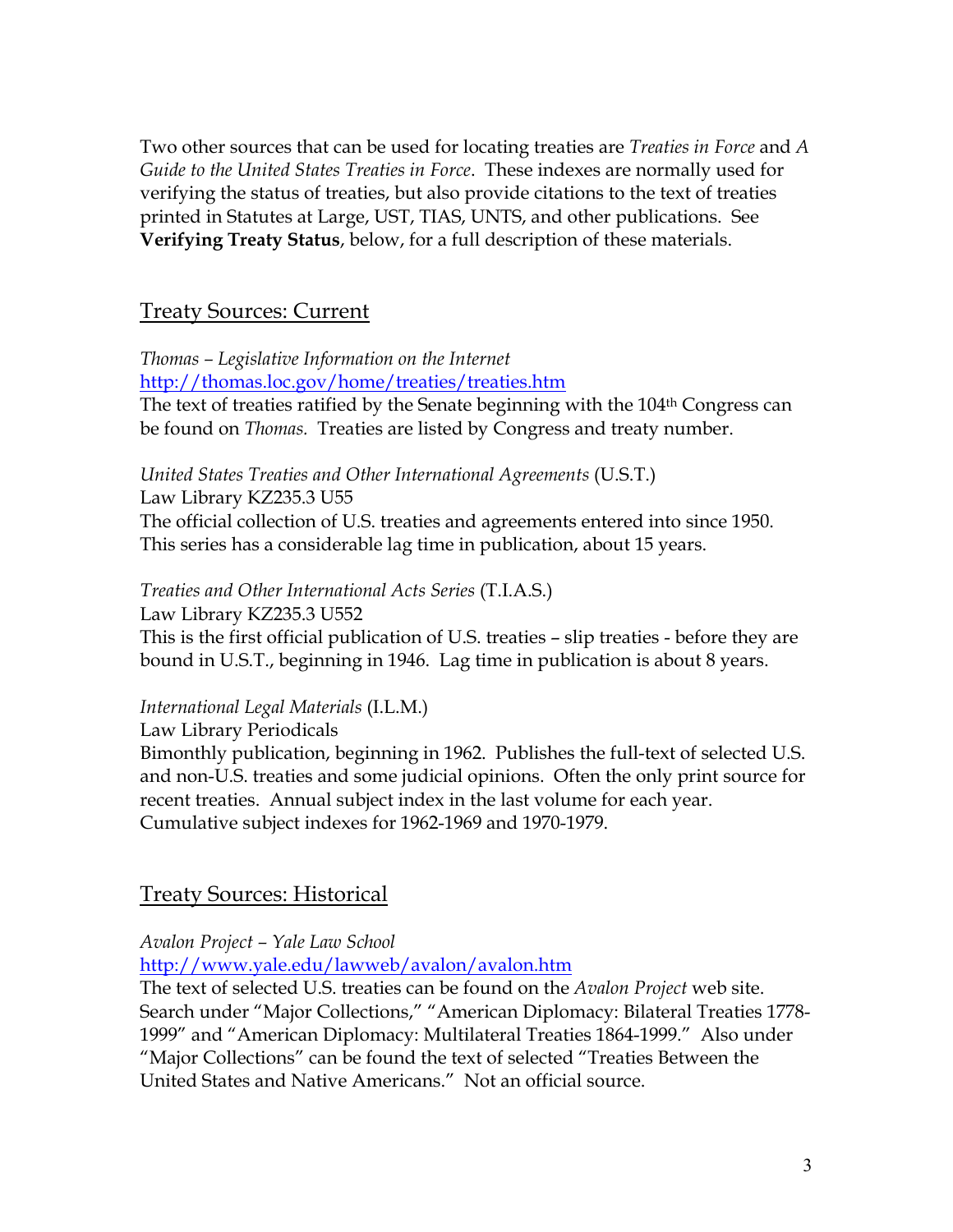Two other sources that can be used for locating treaties are *Treaties in Force* and *A Guide to the United States Treaties in Force*. These indexes are normally used for verifying the status of treaties, but also provide citations to the text of treaties printed in Statutes at Large, UST, TIAS, UNTS, and other publications. See **Verifying Treaty Status**, below, for a full description of these materials.

## Treaty Sources: Current

*Thomas – Legislative Information on the Internet*
http://thomas.loc.gov/home/treaties/treaties.htm
The text of treaties ratified by the Senate beginning with the 104th Congress can be found on *Thomas.* Treaties are listed by Congress and treaty number.

*United States Treaties and Other International Agreements* (U.S.T.)
Law Library KZ235.3 U55
The official collection of U.S. treaties and agreements entered into since 1950. This series has a considerable lag time in publication, about 15 years.

*Treaties and Other International Acts Series* (T.I.A.S.)
Law Library KZ235.3 U552
This is the first official publication of U.S. treaties – slip treaties - before they are bound in U.S.T., beginning in 1946. Lag time in publication is about 8 years.

*International Legal Materials* (I.L.M.)
Law Library Periodicals
Bimonthly publication, beginning in 1962. Publishes the full-text of selected U.S. and non-U.S. treaties and some judicial opinions. Often the only print source for recent treaties. Annual subject index in the last volume for each year. Cumulative subject indexes for 1962-1969 and 1970-1979.

## Treaty Sources: Historical

*Avalon Project – Yale Law School*
http://www.yale.edu/lawweb/avalon/avalon.htm
The text of selected U.S. treaties can be found on the *Avalon Project* web site. Search under "Major Collections," "American Diplomacy: Bilateral Treaties 1778-1999" and "American Diplomacy: Multilateral Treaties 1864-1999." Also under "Major Collections" can be found the text of selected "Treaties Between the United States and Native Americans." Not an official source.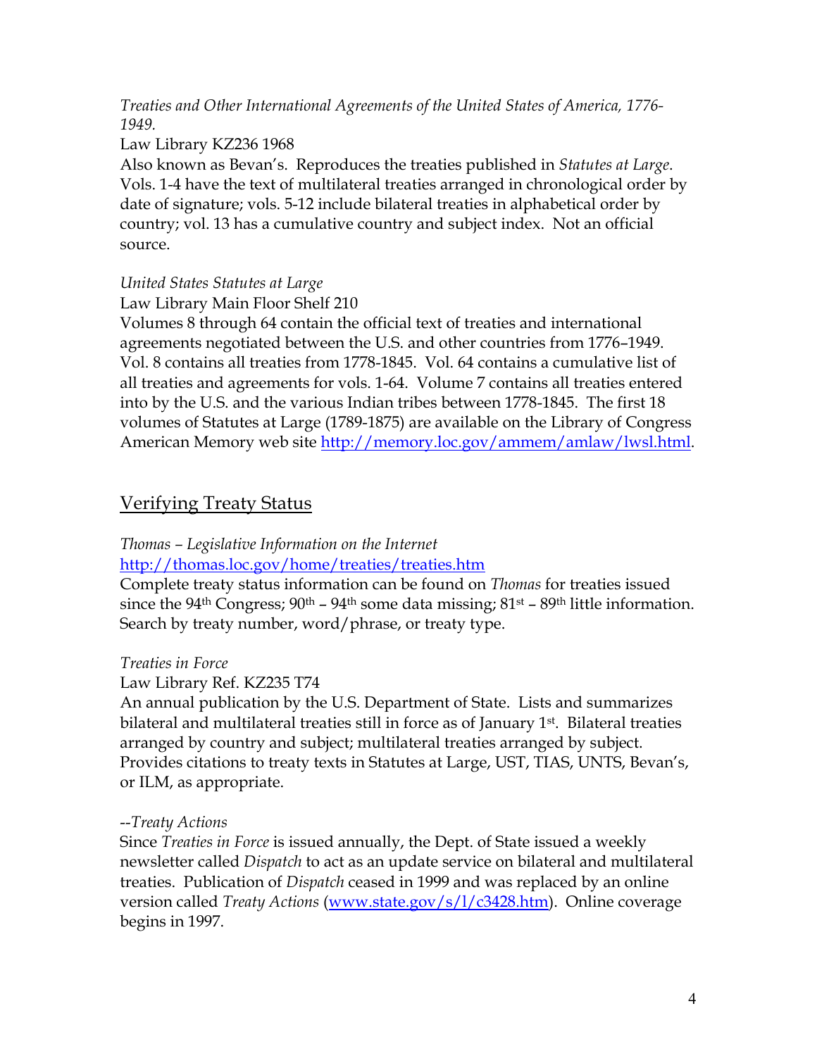*Treaties and Other International Agreements of the United States of America, 1776-1949.*

Law Library KZ236 1968

Also known as Bevan's. Reproduces the treaties published in *Statutes at Large*. Vols. 1-4 have the text of multilateral treaties arranged in chronological order by date of signature; vols. 5-12 include bilateral treaties in alphabetical order by country; vol. 13 has a cumulative country and subject index. Not an official source.

*United States Statutes at Large*

Law Library Main Floor Shelf 210

Volumes 8 through 64 contain the official text of treaties and international agreements negotiated between the U.S. and other countries from 1776–1949. Vol. 8 contains all treaties from 1778-1845. Vol. 64 contains a cumulative list of all treaties and agreements for vols. 1-64. Volume 7 contains all treaties entered into by the U.S. and the various Indian tribes between 1778-1845. The first 18 volumes of Statutes at Large (1789-1875) are available on the Library of Congress American Memory web site [http://memory.loc.gov/ammem/amlaw/lwsl.html](http://memory.loc.gov/ammem/amlaw/lwsl.html).

## Verifying Treaty Status

*Thomas – Legislative Information on the Internet*

[http://thomas.loc.gov/home/treaties/treaties.htm](http://thomas.loc.gov/home/treaties/treaties.htm)

Complete treaty status information can be found on *Thomas* for treaties issued since the 94th Congress; 90th – 94th some data missing; 81st – 89th little information. Search by treaty number, word/phrase, or treaty type.

*Treaties in Force*

Law Library Ref. KZ235 T74

An annual publication by the U.S. Department of State. Lists and summarizes bilateral and multilateral treaties still in force as of January 1st. Bilateral treaties arranged by country and subject; multilateral treaties arranged by subject. Provides citations to treaty texts in Statutes at Large, UST, TIAS, UNTS, Bevan's, or ILM, as appropriate.

--*Treaty Actions*

Since *Treaties in Force* is issued annually, the Dept. of State issued a weekly newsletter called *Dispatch* to act as an update service on bilateral and multilateral treaties. Publication of *Dispatch* ceased in 1999 and was replaced by an online version called *Treaty Actions* ([www.state.gov/s/l/c3428.htm](www.state.gov/s/l/c3428.htm)). Online coverage begins in 1997.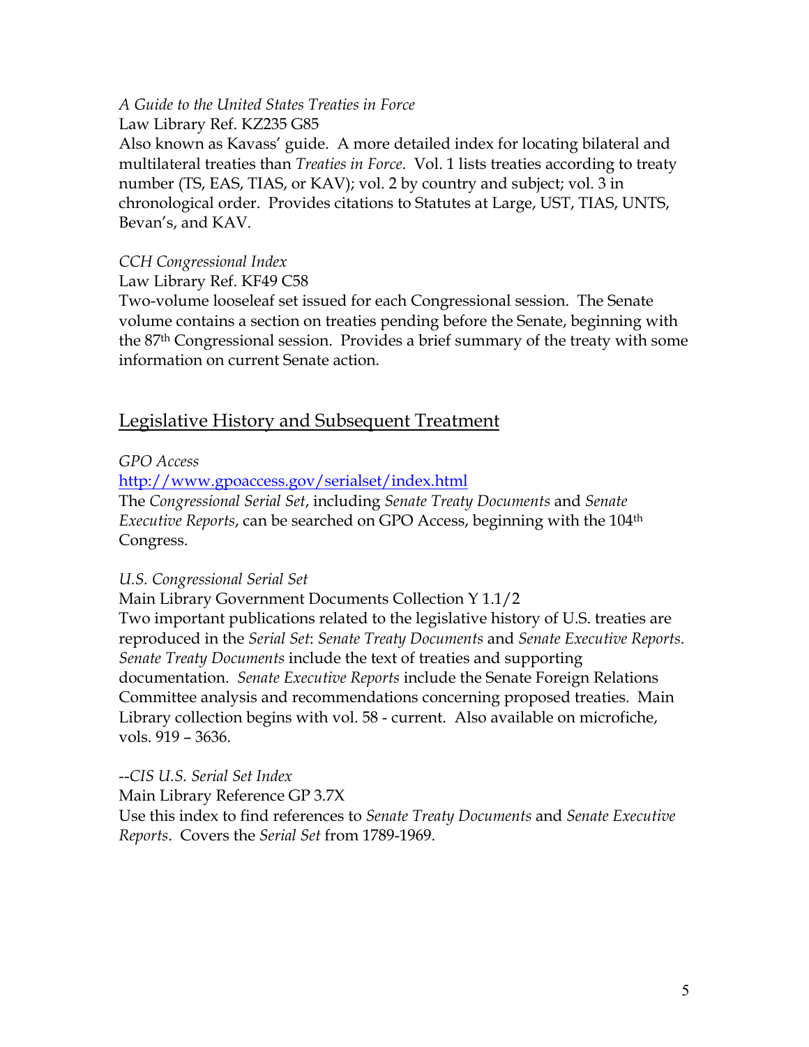*A Guide to the United States Treaties in Force*
Law Library Ref. KZ235 G85
Also known as Kavass' guide. A more detailed index for locating bilateral and multilateral treaties than *Treaties in Force*. Vol. 1 lists treaties according to treaty number (TS, EAS, TIAS, or KAV); vol. 2 by country and subject; vol. 3 in chronological order. Provides citations to Statutes at Large, UST, TIAS, UNTS, Bevan's, and KAV.

*CCH Congressional Index*
Law Library Ref. KF49 C58
Two-volume looseleaf set issued for each Congressional session. The Senate volume contains a section on treaties pending before the Senate, beginning with the 87th Congressional session. Provides a brief summary of the treaty with some information on current Senate action.

## Legislative History and Subsequent Treatment

*GPO Access*
http://www.gpoaccess.gov/serialset/index.html
The *Congressional Serial Set*, including *Senate Treaty Documents* and *Senate Executive Reports*, can be searched on GPO Access, beginning with the 104th Congress.

*U.S. Congressional Serial Set*
Main Library Government Documents Collection Y 1.1/2
Two important publications related to the legislative history of U.S. treaties are reproduced in the *Serial Set*: *Senate Treaty Documents* and *Senate Executive Reports*. *Senate Treaty Documents* include the text of treaties and supporting documentation. *Senate Executive Reports* include the Senate Foreign Relations Committee analysis and recommendations concerning proposed treaties. Main Library collection begins with vol. 58 - current. Also available on microfiche, vols. 919 – 3636.

--*CIS U.S. Serial Set Index*
Main Library Reference GP 3.7X
Use this index to find references to *Senate Treaty Documents* and *Senate Executive Reports*. Covers the *Serial Set* from 1789-1969.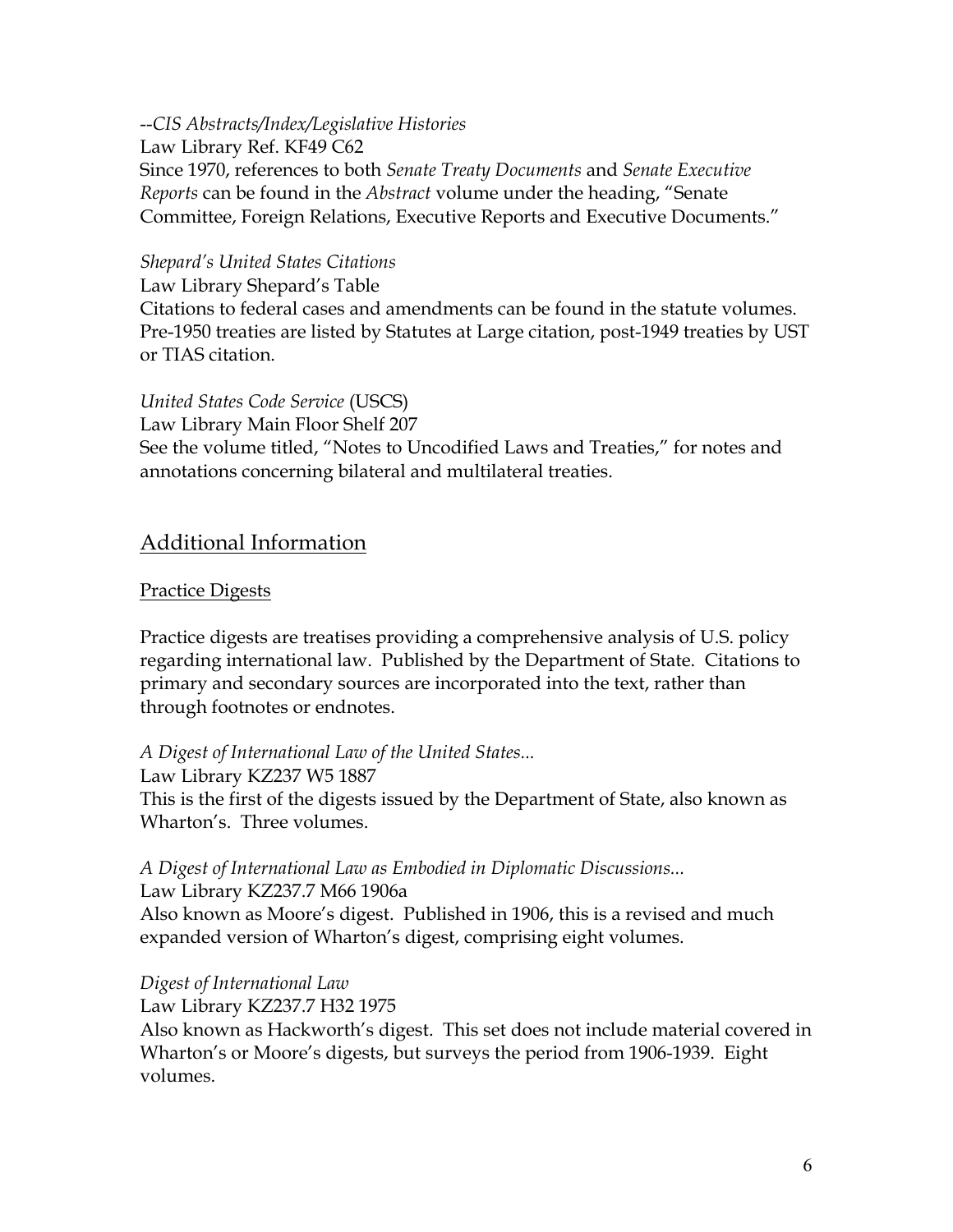--*CIS Abstracts/Index/Legislative Histories*
Law Library Ref. KF49 C62
Since 1970, references to both *Senate Treaty Documents* and *Senate Executive Reports* can be found in the *Abstract* volume under the heading, "Senate Committee, Foreign Relations, Executive Reports and Executive Documents."

*Shepard's United States Citations*
Law Library Shepard's Table
Citations to federal cases and amendments can be found in the statute volumes. Pre-1950 treaties are listed by Statutes at Large citation, post-1949 treaties by UST or TIAS citation.

*United States Code Service* (USCS)
Law Library Main Floor Shelf 207
See the volume titled, "Notes to Uncodified Laws and Treaties," for notes and annotations concerning bilateral and multilateral treaties.

## Additional Information

### Practice Digests

Practice digests are treatises providing a comprehensive analysis of U.S. policy regarding international law. Published by the Department of State. Citations to primary and secondary sources are incorporated into the text, rather than through footnotes or endnotes.

*A Digest of International Law of the United States...*
Law Library KZ237 W5 1887
This is the first of the digests issued by the Department of State, also known as Wharton's. Three volumes.

*A Digest of International Law as Embodied in Diplomatic Discussions...*
Law Library KZ237.7 M66 1906a
Also known as Moore's digest. Published in 1906, this is a revised and much expanded version of Wharton's digest, comprising eight volumes.

*Digest of International Law*
Law Library KZ237.7 H32 1975
Also known as Hackworth's digest. This set does not include material covered in Wharton's or Moore's digests, but surveys the period from 1906-1939. Eight volumes.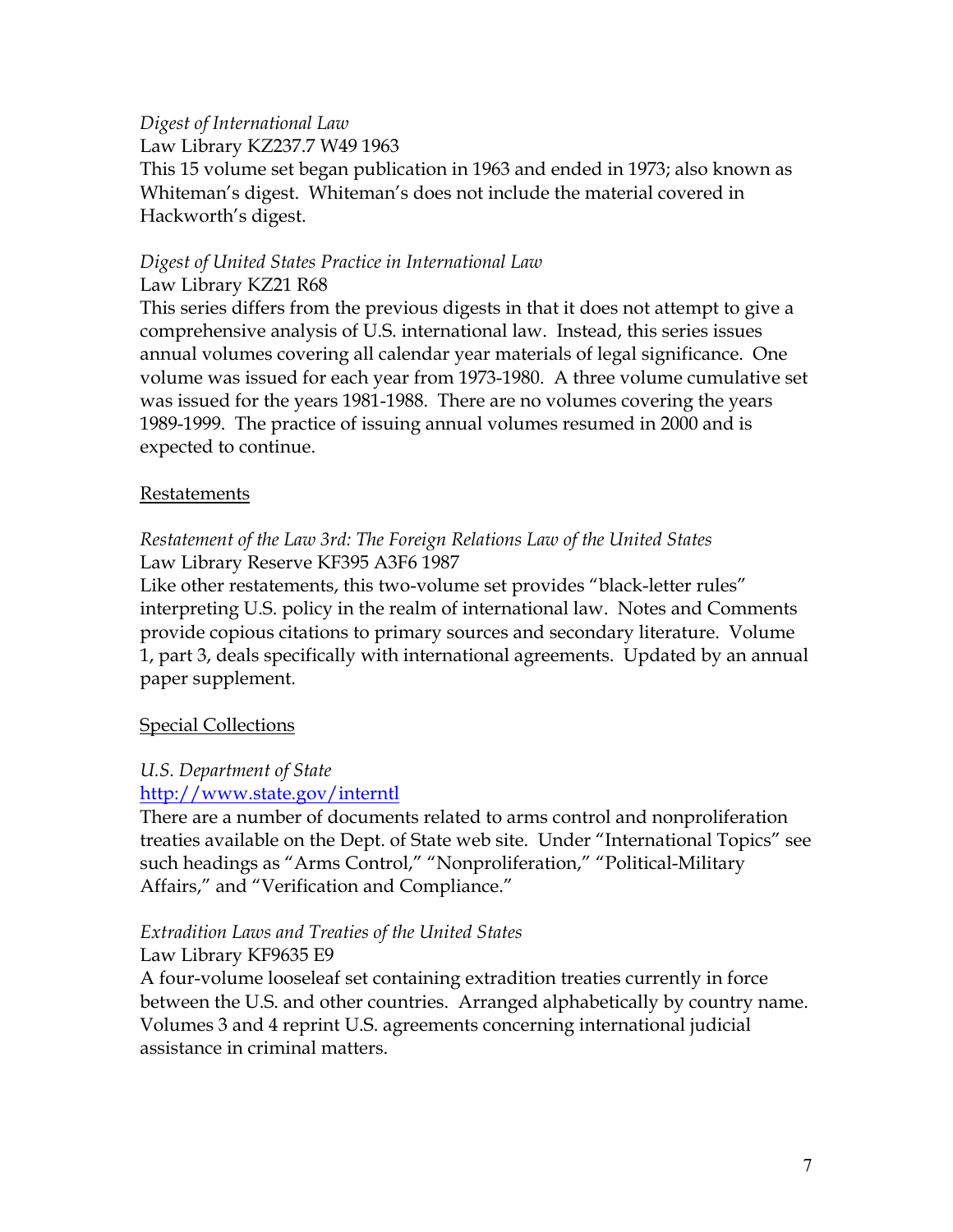*Digest of International Law*
Law Library KZ237.7 W49 1963
This 15 volume set began publication in 1963 and ended in 1973; also known as Whiteman's digest. Whiteman's does not include the material covered in Hackworth's digest.

*Digest of United States Practice in International Law*
Law Library KZ21 R68
This series differs from the previous digests in that it does not attempt to give a comprehensive analysis of U.S. international law. Instead, this series issues annual volumes covering all calendar year materials of legal significance. One volume was issued for each year from 1973-1980. A three volume cumulative set was issued for the years 1981-1988. There are no volumes covering the years 1989-1999. The practice of issuing annual volumes resumed in 2000 and is expected to continue.

## Restatements

*Restatement of the Law 3rd: The Foreign Relations Law of the United States*
Law Library Reserve KF395 A3F6 1987
Like other restatements, this two-volume set provides "black-letter rules" interpreting U.S. policy in the realm of international law. Notes and Comments provide copious citations to primary sources and secondary literature. Volume 1, part 3, deals specifically with international agreements. Updated by an annual paper supplement.

## Special Collections

*U.S. Department of State*
http://www.state.gov/interntl
There are a number of documents related to arms control and nonproliferation treaties available on the Dept. of State web site. Under "International Topics" see such headings as "Arms Control," "Nonproliferation," "Political-Military Affairs," and "Verification and Compliance."

*Extradition Laws and Treaties of the United States*
Law Library KF9635 E9
A four-volume looseleaf set containing extradition treaties currently in force between the U.S. and other countries. Arranged alphabetically by country name. Volumes 3 and 4 reprint U.S. agreements concerning international judicial assistance in criminal matters.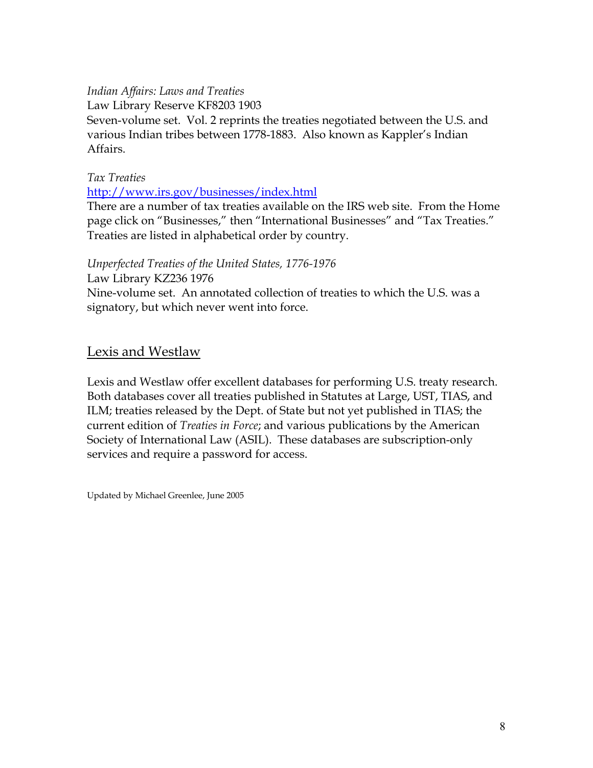*Indian Affairs: Laws and Treaties*
Law Library Reserve KF8203 1903
Seven-volume set. Vol. 2 reprints the treaties negotiated between the U.S. and various Indian tribes between 1778-1883. Also known as Kappler's Indian Affairs.

*Tax Treaties*
[http://www.irs.gov/businesses/index.html](http://www.irs.gov/businesses/index.html)
There are a number of tax treaties available on the IRS web site. From the Home page click on "Businesses," then "International Businesses" and "Tax Treaties." Treaties are listed in alphabetical order by country.

*Unperfected Treaties of the United States, 1776-1976*
Law Library KZ236 1976
Nine-volume set. An annotated collection of treaties to which the U.S. was a signatory, but which never went into force.

## Lexis and Westlaw

Lexis and Westlaw offer excellent databases for performing U.S. treaty research. Both databases cover all treaties published in Statutes at Large, UST, TIAS, and ILM; treaties released by the Dept. of State but not yet published in TIAS; the current edition of *Treaties in Force*; and various publications by the American Society of International Law (ASIL). These databases are subscription-only services and require a password for access.

Updated by Michael Greenlee, June 2005